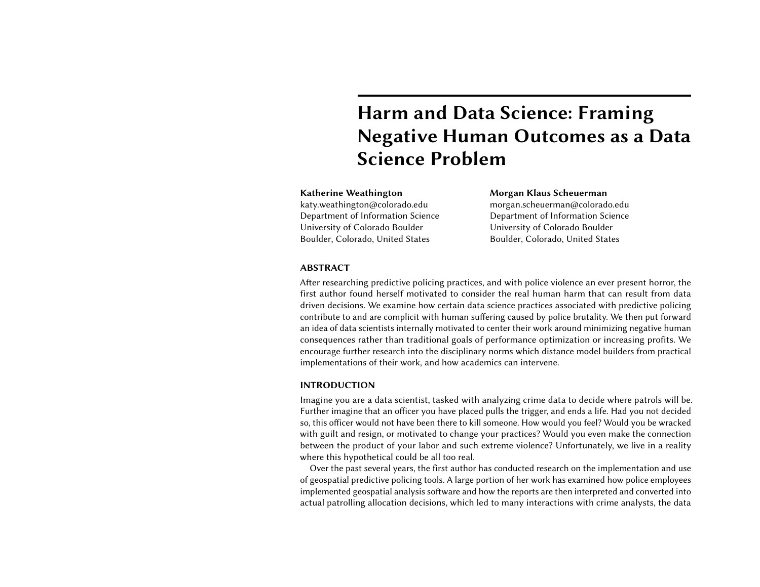# Harm and Data Science: Framing Negative Human Outcomes as a Data Science Problem

**Katherine Weathington**
katy.weathington@colorado.edu
Department of Information Science
University of Colorado Boulder
Boulder, Colorado, United States

**Morgan Klaus Scheuerman**
morgan.scheuerman@colorado.edu
Department of Information Science
University of Colorado Boulder
Boulder, Colorado, United States

## ABSTRACT

After researching predictive policing practices, and with police violence an ever present horror, the first author found herself motivated to consider the real human harm that can result from data driven decisions. We examine how certain data science practices associated with predictive policing contribute to and are complicit with human suffering caused by police brutality. We then put forward an idea of data scientists internally motivated to center their work around minimizing negative human consequences rather than traditional goals of performance optimization or increasing profits. We encourage further research into the disciplinary norms which distance model builders from practical implementations of their work, and how academics can intervene.

## INTRODUCTION

Imagine you are a data scientist, tasked with analyzing crime data to decide where patrols will be. Further imagine that an officer you have placed pulls the trigger, and ends a life. Had you not decided so, this officer would not have been there to kill someone. How would you feel? Would you be wracked with guilt and resign, or motivated to change your practices? Would you even make the connection between the product of your labor and such extreme violence? Unfortunately, we live in a reality where this hypothetical could be all too real.

Over the past several years, the first author has conducted research on the implementation and use of geospatial predictive policing tools. A large portion of her work has examined how police employees implemented geospatial analysis software and how the reports are then interpreted and converted into actual patrolling allocation decisions, which led to many interactions with crime analysts, the data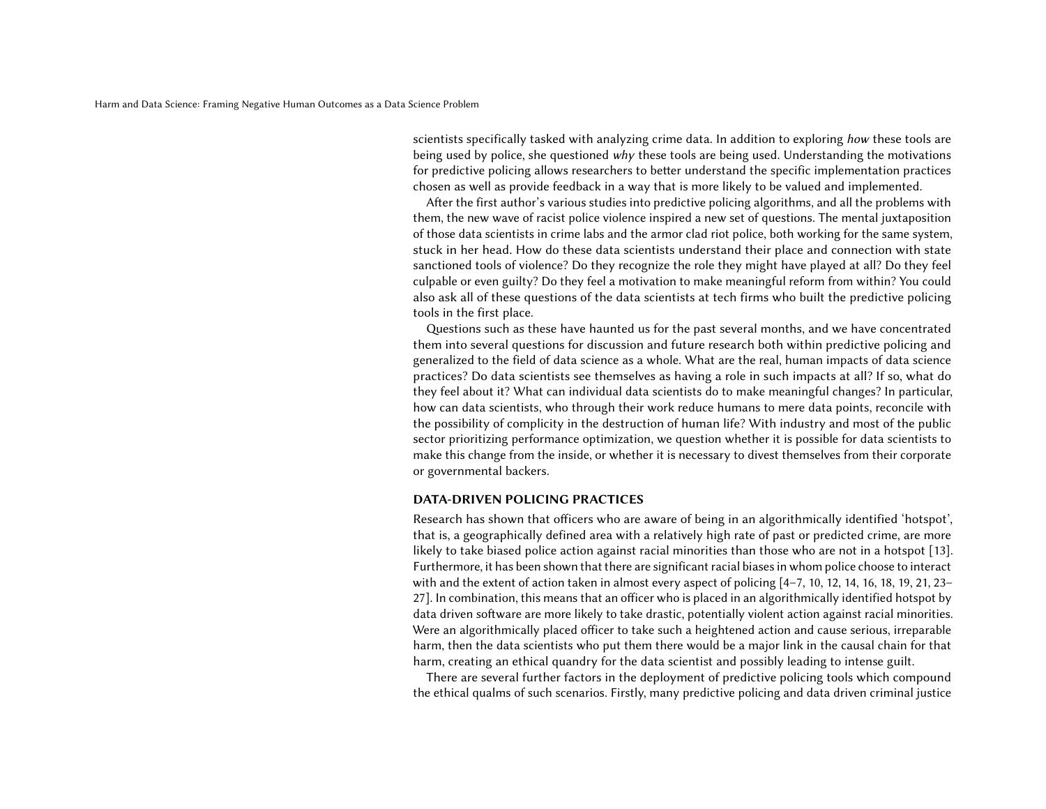scientists specifically tasked with analyzing crime data. In addition to exploring *how* these tools are being used by police, she questioned *why* these tools are being used. Understanding the motivations for predictive policing allows researchers to better understand the specific implementation practices chosen as well as provide feedback in a way that is more likely to be valued and implemented.

After the first author's various studies into predictive policing algorithms, and all the problems with them, the new wave of racist police violence inspired a new set of questions. The mental juxtaposition of those data scientists in crime labs and the armor clad riot police, both working for the same system, stuck in her head. How do these data scientists understand their place and connection with state sanctioned tools of violence? Do they recognize the role they might have played at all? Do they feel culpable or even guilty? Do they feel a motivation to make meaningful reform from within? You could also ask all of these questions of the data scientists at tech firms who built the predictive policing tools in the first place.

Questions such as these have haunted us for the past several months, and we have concentrated them into several questions for discussion and future research both within predictive policing and generalized to the field of data science as a whole. What are the real, human impacts of data science practices? Do data scientists see themselves as having a role in such impacts at all? If so, what do they feel about it? What can individual data scientists do to make meaningful changes? In particular, how can data scientists, who through their work reduce humans to mere data points, reconcile with the possibility of complicity in the destruction of human life? With industry and most of the public sector prioritizing performance optimization, we question whether it is possible for data scientists to make this change from the inside, or whether it is necessary to divest themselves from their corporate or governmental backers.

## DATA-DRIVEN POLICING PRACTICES

Research has shown that officers who are aware of being in an algorithmically identified 'hotspot', that is, a geographically defined area with a relatively high rate of past or predicted crime, are more likely to take biased police action against racial minorities than those who are not in a hotspot [13]. Furthermore, it has been shown that there are significant racial biases in whom police choose to interact with and the extent of action taken in almost every aspect of policing [4–7, 10, 12, 14, 16, 18, 19, 21, 23–27]. In combination, this means that an officer who is placed in an algorithmically identified hotspot by data driven software are more likely to take drastic, potentially violent action against racial minorities. Were an algorithmically placed officer to take such a heightened action and cause serious, irreparable harm, then the data scientists who put them there would be a major link in the causal chain for that harm, creating an ethical quandry for the data scientist and possibly leading to intense guilt.

There are several further factors in the deployment of predictive policing tools which compound the ethical qualms of such scenarios. Firstly, many predictive policing and data driven criminal justice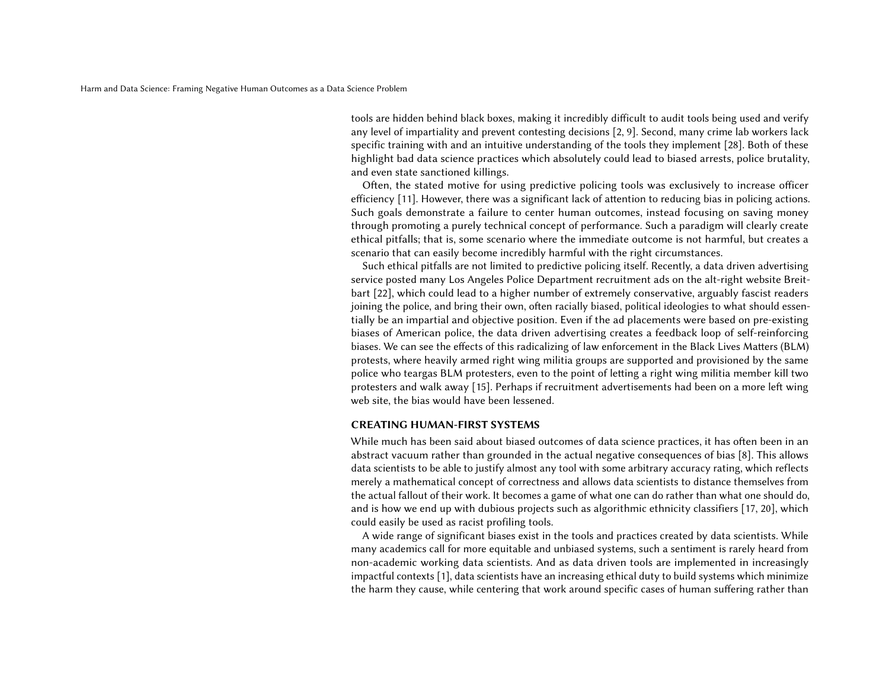tools are hidden behind black boxes, making it incredibly difficult to audit tools being used and verify any level of impartiality and prevent contesting decisions [2, 9]. Second, many crime lab workers lack specific training with and an intuitive understanding of the tools they implement [28]. Both of these highlight bad data science practices which absolutely could lead to biased arrests, police brutality, and even state sanctioned killings.

Often, the stated motive for using predictive policing tools was exclusively to increase officer efficiency [11]. However, there was a significant lack of attention to reducing bias in policing actions. Such goals demonstrate a failure to center human outcomes, instead focusing on saving money through promoting a purely technical concept of performance. Such a paradigm will clearly create ethical pitfalls; that is, some scenario where the immediate outcome is not harmful, but creates a scenario that can easily become incredibly harmful with the right circumstances.

Such ethical pitfalls are not limited to predictive policing itself. Recently, a data driven advertising service posted many Los Angeles Police Department recruitment ads on the alt-right website Breitbart [22], which could lead to a higher number of extremely conservative, arguably fascist readers joining the police, and bring their own, often racially biased, political ideologies to what should essentially be an impartial and objective position. Even if the ad placements were based on pre-existing biases of American police, the data driven advertising creates a feedback loop of self-reinforcing biases. We can see the effects of this radicalizing of law enforcement in the Black Lives Matters (BLM) protests, where heavily armed right wing militia groups are supported and provisioned by the same police who teargas BLM protesters, even to the point of letting a right wing militia member kill two protesters and walk away [15]. Perhaps if recruitment advertisements had been on a more left wing web site, the bias would have been lessened.

## CREATING HUMAN-FIRST SYSTEMS

While much has been said about biased outcomes of data science practices, it has often been in an abstract vacuum rather than grounded in the actual negative consequences of bias [8]. This allows data scientists to be able to justify almost any tool with some arbitrary accuracy rating, which reflects merely a mathematical concept of correctness and allows data scientists to distance themselves from the actual fallout of their work. It becomes a game of what one can do rather than what one should do, and is how we end up with dubious projects such as algorithmic ethnicity classifiers [17, 20], which could easily be used as racist profiling tools.

A wide range of significant biases exist in the tools and practices created by data scientists. While many academics call for more equitable and unbiased systems, such a sentiment is rarely heard from non-academic working data scientists. And as data driven tools are implemented in increasingly impactful contexts [1], data scientists have an increasing ethical duty to build systems which minimize the harm they cause, while centering that work around specific cases of human suffering rather than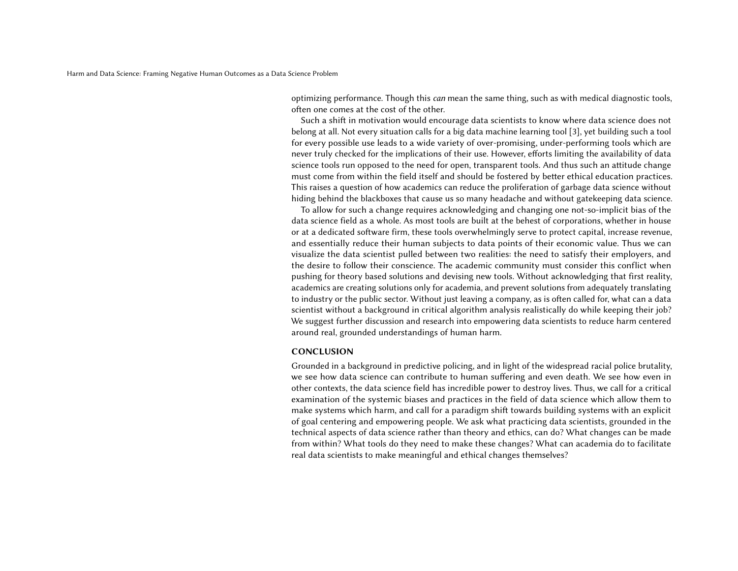optimizing performance. Though this *can* mean the same thing, such as with medical diagnostic tools, often one comes at the cost of the other.

Such a shift in motivation would encourage data scientists to know where data science does not belong at all. Not every situation calls for a big data machine learning tool [3], yet building such a tool for every possible use leads to a wide variety of over-promising, under-performing tools which are never truly checked for the implications of their use. However, efforts limiting the availability of data science tools run opposed to the need for open, transparent tools. And thus such an attitude change must come from within the field itself and should be fostered by better ethical education practices. This raises a question of how academics can reduce the proliferation of garbage data science without hiding behind the blackboxes that cause us so many headache and without gatekeeping data science.

To allow for such a change requires acknowledging and changing one not-so-implicit bias of the data science field as a whole. As most tools are built at the behest of corporations, whether in house or at a dedicated software firm, these tools overwhelmingly serve to protect capital, increase revenue, and essentially reduce their human subjects to data points of their economic value. Thus we can visualize the data scientist pulled between two realities: the need to satisfy their employers, and the desire to follow their conscience. The academic community must consider this conflict when pushing for theory based solutions and devising new tools. Without acknowledging that first reality, academics are creating solutions only for academia, and prevent solutions from adequately translating to industry or the public sector. Without just leaving a company, as is often called for, what can a data scientist without a background in critical algorithm analysis realistically do while keeping their job? We suggest further discussion and research into empowering data scientists to reduce harm centered around real, grounded understandings of human harm.

## CONCLUSION

Grounded in a background in predictive policing, and in light of the widespread racial police brutality, we see how data science can contribute to human suffering and even death. We see how even in other contexts, the data science field has incredible power to destroy lives. Thus, we call for a critical examination of the systemic biases and practices in the field of data science which allow them to make systems which harm, and call for a paradigm shift towards building systems with an explicit of goal centering and empowering people. We ask what practicing data scientists, grounded in the technical aspects of data science rather than theory and ethics, can do? What changes can be made from within? What tools do they need to make these changes? What can academia do to facilitate real data scientists to make meaningful and ethical changes themselves?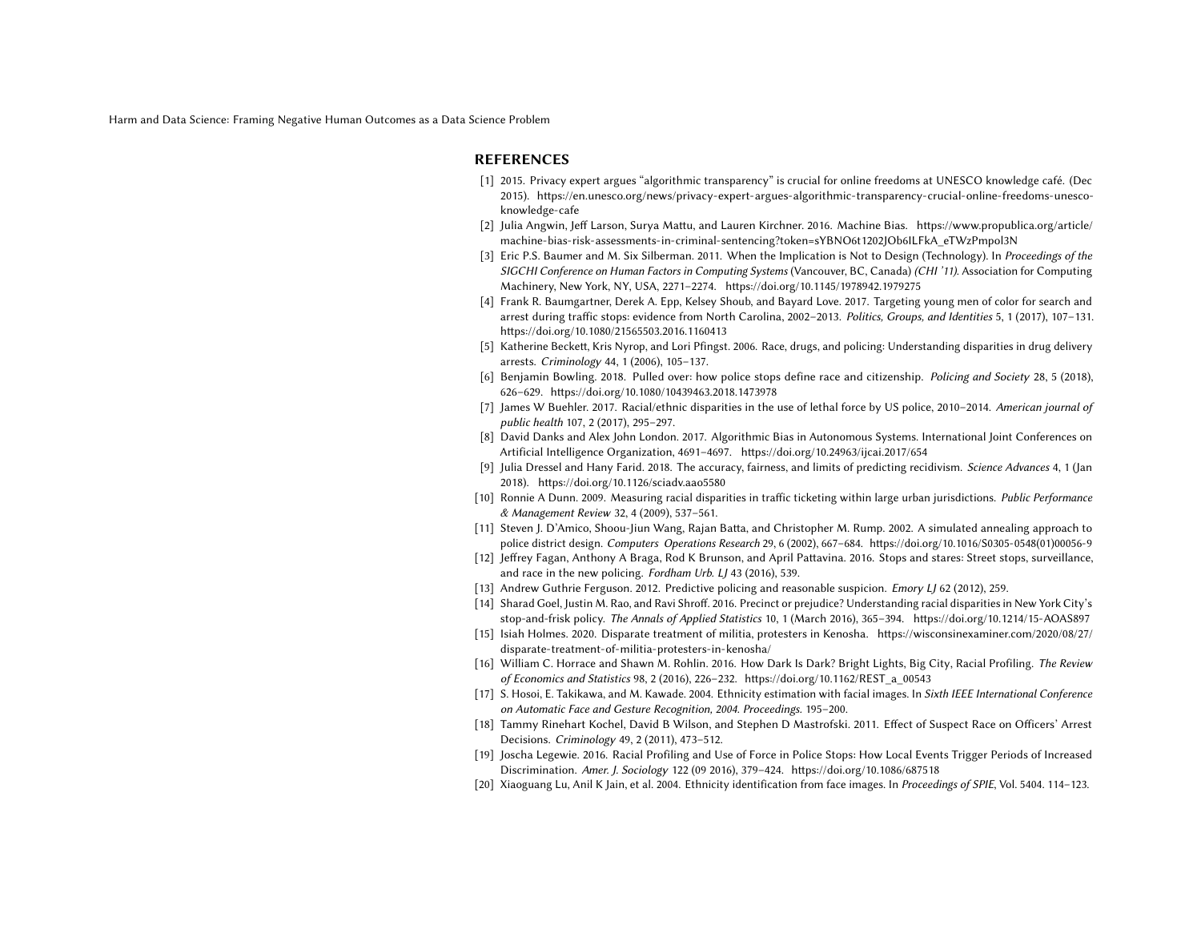## REFERENCES

[1] 2015. Privacy expert argues "algorithmic transparency" is crucial for online freedoms at UNESCO knowledge café. (Dec 2015). https://en.unesco.org/news/privacy-expert-argues-algorithmic-transparency-crucial-online-freedoms-unesco-knowledge-cafe

[2] Julia Angwin, Jeff Larson, Surya Mattu, and Lauren Kirchner. 2016. Machine Bias. https://www.propublica.org/article/machine-bias-risk-assessments-in-criminal-sentencing?token=sYBNO6t1202JOb6ILFkA_eTWzPmpol3N

[3] Eric P.S. Baumer and M. Six Silberman. 2011. When the Implication is Not to Design (Technology). In *Proceedings of the SIGCHI Conference on Human Factors in Computing Systems* (Vancouver, BC, Canada) *(CHI '11)*. Association for Computing Machinery, New York, NY, USA, 2271–2274. https://doi.org/10.1145/1978942.1979275

[4] Frank R. Baumgartner, Derek A. Epp, Kelsey Shoub, and Bayard Love. 2017. Targeting young men of color for search and arrest during traffic stops: evidence from North Carolina, 2002–2013. *Politics, Groups, and Identities* 5, 1 (2017), 107–131. https://doi.org/10.1080/21565503.2016.1160413

[5] Katherine Beckett, Kris Nyrop, and Lori Pfingst. 2006. Race, drugs, and policing: Understanding disparities in drug delivery arrests. *Criminology* 44, 1 (2006), 105–137.

[6] Benjamin Bowling. 2018. Pulled over: how police stops define race and citizenship. *Policing and Society* 28, 5 (2018), 626–629. https://doi.org/10.1080/10439463.2018.1473978

[7] James W Buehler. 2017. Racial/ethnic disparities in the use of lethal force by US police, 2010–2014. *American journal of public health* 107, 2 (2017), 295–297.

[8] David Danks and Alex John London. 2017. Algorithmic Bias in Autonomous Systems. International Joint Conferences on Artificial Intelligence Organization, 4691–4697. https://doi.org/10.24963/ijcai.2017/654

[9] Julia Dressel and Hany Farid. 2018. The accuracy, fairness, and limits of predicting recidivism. *Science Advances* 4, 1 (Jan 2018). https://doi.org/10.1126/sciadv.aao5580

[10] Ronnie A Dunn. 2009. Measuring racial disparities in traffic ticketing within large urban jurisdictions. *Public Performance & Management Review* 32, 4 (2009), 537–561.

[11] Steven J. D'Amico, Shoou-Jiun Wang, Rajan Batta, and Christopher M. Rump. 2002. A simulated annealing approach to police district design. *Computers Operations Research* 29, 6 (2002), 667–684. https://doi.org/10.1016/S0305-0548(01)00056-9

[12] Jeffrey Fagan, Anthony A Braga, Rod K Brunson, and April Pattavina. 2016. Stops and stares: Street stops, surveillance, and race in the new policing. *Fordham Urb. LJ* 43 (2016), 539.

[13] Andrew Guthrie Ferguson. 2012. Predictive policing and reasonable suspicion. *Emory LJ* 62 (2012), 259.

[14] Sharad Goel, Justin M. Rao, and Ravi Shroff. 2016. Precinct or prejudice? Understanding racial disparities in New York City's stop-and-frisk policy. *The Annals of Applied Statistics* 10, 1 (March 2016), 365–394. https://doi.org/10.1214/15-AOAS897

[15] Isiah Holmes. 2020. Disparate treatment of militia, protesters in Kenosha. https://wisconsinexaminer.com/2020/08/27/disparate-treatment-of-militia-protesters-in-kenosha/

[16] William C. Horrace and Shawn M. Rohlin. 2016. How Dark Is Dark? Bright Lights, Big City, Racial Profiling. *The Review of Economics and Statistics* 98, 2 (2016), 226–232. https://doi.org/10.1162/REST_a_00543

[17] S. Hosoi, E. Takikawa, and M. Kawade. 2004. Ethnicity estimation with facial images. In *Sixth IEEE International Conference on Automatic Face and Gesture Recognition, 2004. Proceedings.* 195–200.

[18] Tammy Rinehart Kochel, David B Wilson, and Stephen D Mastrofski. 2011. Effect of Suspect Race on Officers' Arrest Decisions. *Criminology* 49, 2 (2011), 473–512.

[19] Joscha Legewie. 2016. Racial Profiling and Use of Force in Police Stops: How Local Events Trigger Periods of Increased Discrimination. *Amer. J. Sociology* 122 (09 2016), 379–424. https://doi.org/10.1086/687518

[20] Xiaoguang Lu, Anil K Jain, et al. 2004. Ethnicity identification from face images. In *Proceedings of SPIE*, Vol. 5404. 114–123.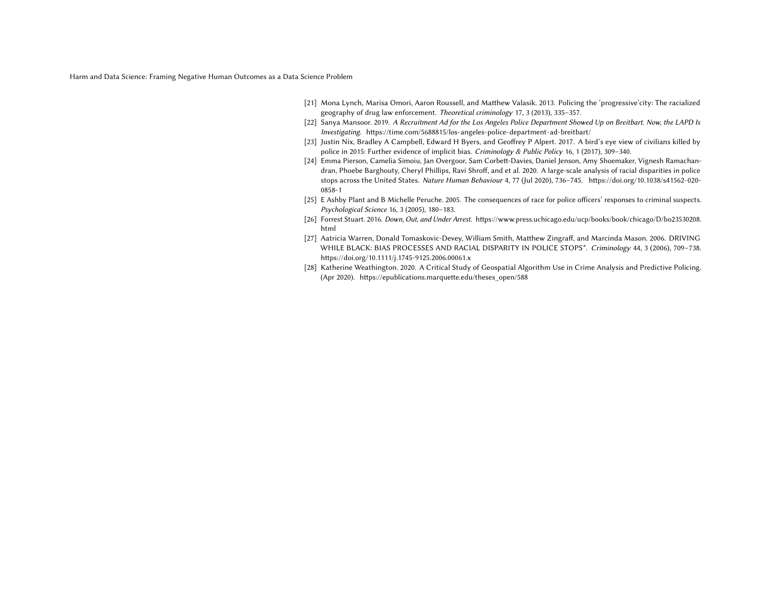[21] Mona Lynch, Marisa Omori, Aaron Roussell, and Matthew Valasik. 2013. Policing the 'progressive'city: The racialized geography of drug law enforcement. *Theoretical criminology* 17, 3 (2013), 335–357.

[22] Sanya Mansoor. 2019. *A Recruitment Ad for the Los Angeles Police Department Showed Up on Breitbart. Now, the LAPD Is Investigating.* https://time.com/5688815/los-angeles-police-department-ad-breitbart/

[23] Justin Nix, Bradley A Campbell, Edward H Byers, and Geoffrey P Alpert. 2017. A bird's eye view of civilians killed by police in 2015: Further evidence of implicit bias. *Criminology & Public Policy* 16, 1 (2017), 309–340.

[24] Emma Pierson, Camelia Simoiu, Jan Overgoor, Sam Corbett-Davies, Daniel Jenson, Amy Shoemaker, Vignesh Ramachandran, Phoebe Barghouty, Cheryl Phillips, Ravi Shroff, and et al. 2020. A large-scale analysis of racial disparities in police stops across the United States. *Nature Human Behaviour* 4, 77 (Jul 2020), 736–745. https://doi.org/10.1038/s41562-020-0858-1

[25] E Ashby Plant and B Michelle Peruche. 2005. The consequences of race for police officers' responses to criminal suspects. *Psychological Science* 16, 3 (2005), 180–183.

[26] Forrest Stuart. 2016. *Down, Out, and Under Arrest.* https://www.press.uchicago.edu/ucp/books/book/chicago/D/bo23530208.html

[27] Aatricia Warren, Donald Tomaskovic-Devey, William Smith, Matthew Zingraff, and Marcinda Mason. 2006. DRIVING WHILE BLACK: BIAS PROCESSES AND RACIAL DISPARITY IN POLICE STOPS*. *Criminology* 44, 3 (2006), 709–738. https://doi.org/10.1111/j.1745-9125.2006.00061.x

[28] Katherine Weathington. 2020. A Critical Study of Geospatial Algorithm Use in Crime Analysis and Predictive Policing. (Apr 2020). https://epublications.marquette.edu/theses_open/588